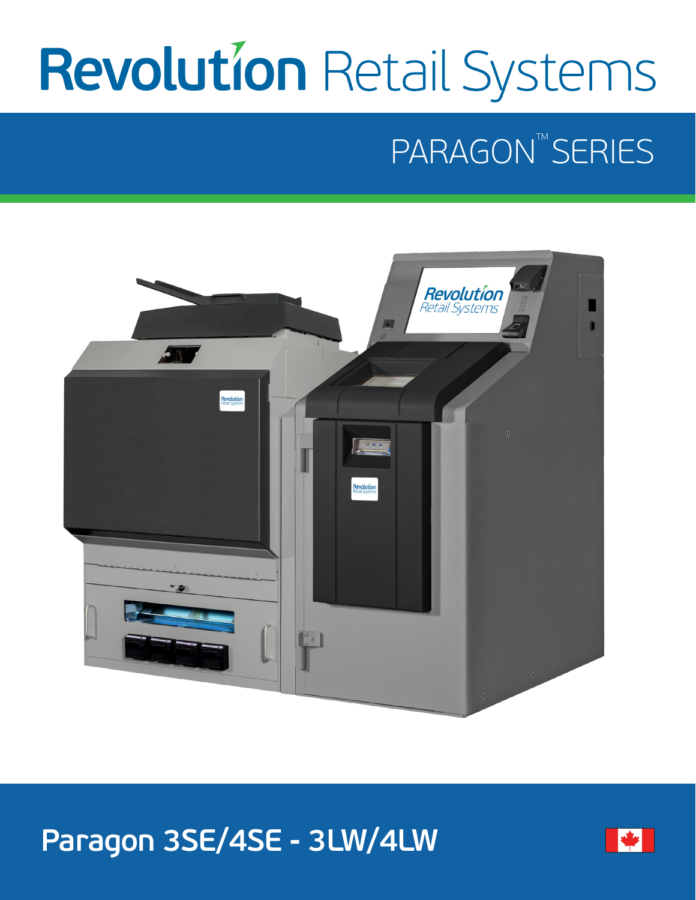# Revolution Retail Systems

## PARAGON™ SERIES

## Paragon 3SE/4SE - 3LW/4LW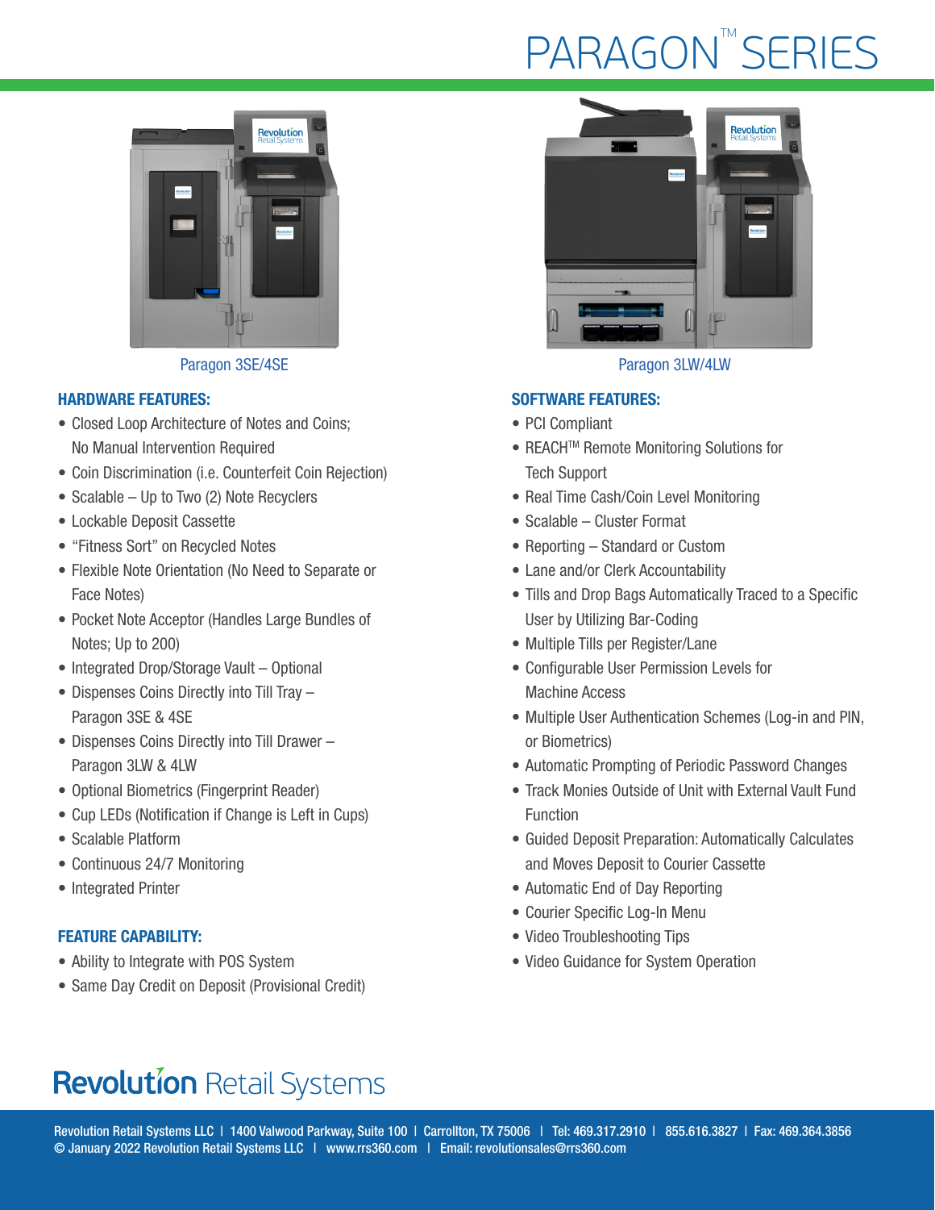# PARAGON™ SERIES

Paragon 3SE/4SE

Paragon 3LW/4LW

## HARDWARE FEATURES:

- Closed Loop Architecture of Notes and Coins; No Manual Intervention Required
- Coin Discrimination (i.e. Counterfeit Coin Rejection)
- Scalable – Up to Two (2) Note Recyclers
- Lockable Deposit Cassette
- “Fitness Sort” on Recycled Notes
- Flexible Note Orientation (No Need to Separate or Face Notes)
- Pocket Note Acceptor (Handles Large Bundles of Notes; Up to 200)
- Integrated Drop/Storage Vault – Optional
- Dispenses Coins Directly into Till Tray – Paragon 3SE & 4SE
- Dispenses Coins Directly into Till Drawer – Paragon 3LW & 4LW
- Optional Biometrics (Fingerprint Reader)
- Cup LEDs (Notification if Change is Left in Cups)
- Scalable Platform
- Continuous 24/7 Monitoring
- Integrated Printer

## FEATURE CAPABILITY:

- Ability to Integrate with POS System
- Same Day Credit on Deposit (Provisional Credit)

## SOFTWARE FEATURES:

- PCI Compliant
- REACH™ Remote Monitoring Solutions for Tech Support
- Real Time Cash/Coin Level Monitoring
- Scalable – Cluster Format
- Reporting – Standard or Custom
- Lane and/or Clerk Accountability
- Tills and Drop Bags Automatically Traced to a Specific User by Utilizing Bar-Coding
- Multiple Tills per Register/Lane
- Configurable User Permission Levels for Machine Access
- Multiple User Authentication Schemes (Log-in and PIN, or Biometrics)
- Automatic Prompting of Periodic Password Changes
- Track Monies Outside of Unit with External Vault Fund Function
- Guided Deposit Preparation: Automatically Calculates and Moves Deposit to Courier Cassette
- Automatic End of Day Reporting
- Courier Specific Log-In Menu
- Video Troubleshooting Tips
- Video Guidance for System Operation

**Revolution** Retail Systems

Revolution Retail Systems LLC | 1400 Valwood Parkway, Suite 100 | Carrollton, TX 75006 | Tel: 469.317.2910 | 855.616.3827 | Fax: 469.364.3856
© January 2022 Revolution Retail Systems LLC | www.rrs360.com | Email: revolutionsales@rrs360.com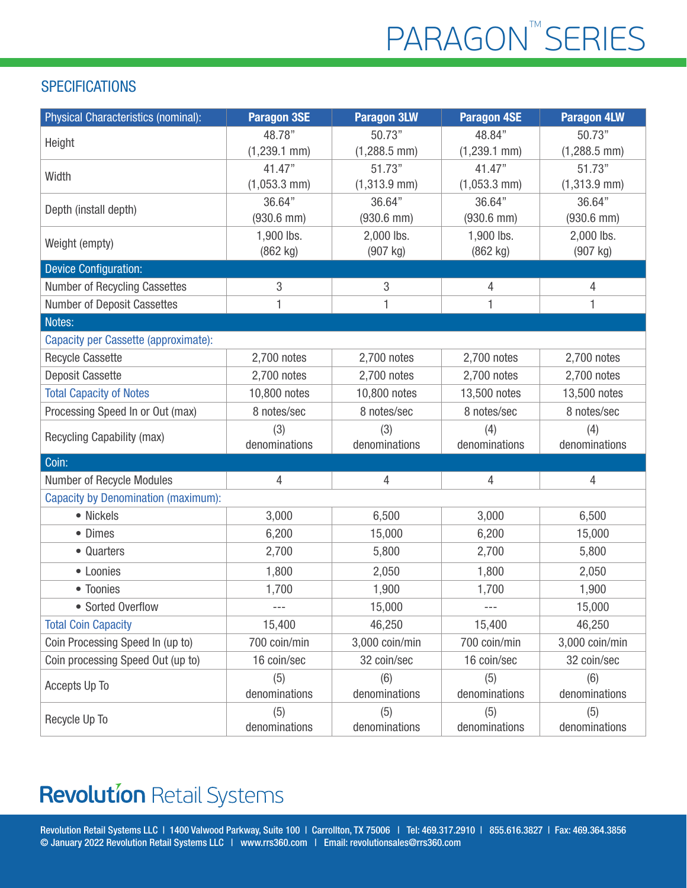# PARAGON™ SERIES

## SPECIFICATIONS

| Physical Characteristics (nominal): | Paragon 3SE | Paragon 3LW | Paragon 4SE | Paragon 4LW |
|---|---|---|---|---|
| Height | 48.78" (1,239.1 mm) | 50.73" (1,288.5 mm) | 48.84" (1,239.1 mm) | 50.73" (1,288.5 mm) |
| Width | 41.47" (1,053.3 mm) | 51.73" (1,313.9 mm) | 41.47" (1,053.3 mm) | 51.73" (1,313.9 mm) |
| Depth (install depth) | 36.64" (930.6 mm) | 36.64" (930.6 mm) | 36.64" (930.6 mm) | 36.64" (930.6 mm) |
| Weight (empty) | 1,900 lbs. (862 kg) | 2,000 lbs. (907 kg) | 1,900 lbs. (862 kg) | 2,000 lbs. (907 kg) |
| **Device Configuration:** | | | | |
| Number of Recycling Cassettes | 3 | 3 | 4 | 4 |
| Number of Deposit Cassettes | 1 | 1 | 1 | 1 |
| **Notes:** | | | | |
| Capacity per Cassette (approximate): | | | | |
| Recycle Cassette | 2,700 notes | 2,700 notes | 2,700 notes | 2,700 notes |
| Deposit Cassette | 2,700 notes | 2,700 notes | 2,700 notes | 2,700 notes |
| Total Capacity of Notes | 10,800 notes | 10,800 notes | 13,500 notes | 13,500 notes |
| Processing Speed In or Out (max) | 8 notes/sec | 8 notes/sec | 8 notes/sec | 8 notes/sec |
| Recycling Capability (max) | (3) denominations | (3) denominations | (4) denominations | (4) denominations |
| **Coin:** | | | | |
| Number of Recycle Modules | 4 | 4 | 4 | 4 |
| Capacity by Denomination (maximum): | | | | |
| • Nickels | 3,000 | 6,500 | 3,000 | 6,500 |
| • Dimes | 6,200 | 15,000 | 6,200 | 15,000 |
| • Quarters | 2,700 | 5,800 | 2,700 | 5,800 |
| • Loonies | 1,800 | 2,050 | 1,800 | 2,050 |
| • Toonies | 1,700 | 1,900 | 1,700 | 1,900 |
| • Sorted Overflow | --- | 15,000 | --- | 15,000 |
| Total Coin Capacity | 15,400 | 46,250 | 15,400 | 46,250 |
| Coin Processing Speed In (up to) | 700 coin/min | 3,000 coin/min | 700 coin/min | 3,000 coin/min |
| Coin processing Speed Out (up to) | 16 coin/sec | 32 coin/sec | 16 coin/sec | 32 coin/sec |
| Accepts Up To | (5) denominations | (6) denominations | (5) denominations | (6) denominations |
| Recycle Up To | (5) denominations | (5) denominations | (5) denominations | (5) denominations |

**Revolution** Retail Systems

Revolution Retail Systems LLC | 1400 Valwood Parkway, Suite 100 | Carrollton, TX 75006 | Tel: 469.317.2910 | 855.616.3827 | Fax: 469.364.3856
© January 2022 Revolution Retail Systems LLC | www.rrs360.com | Email: revolutionsales@rrs360.com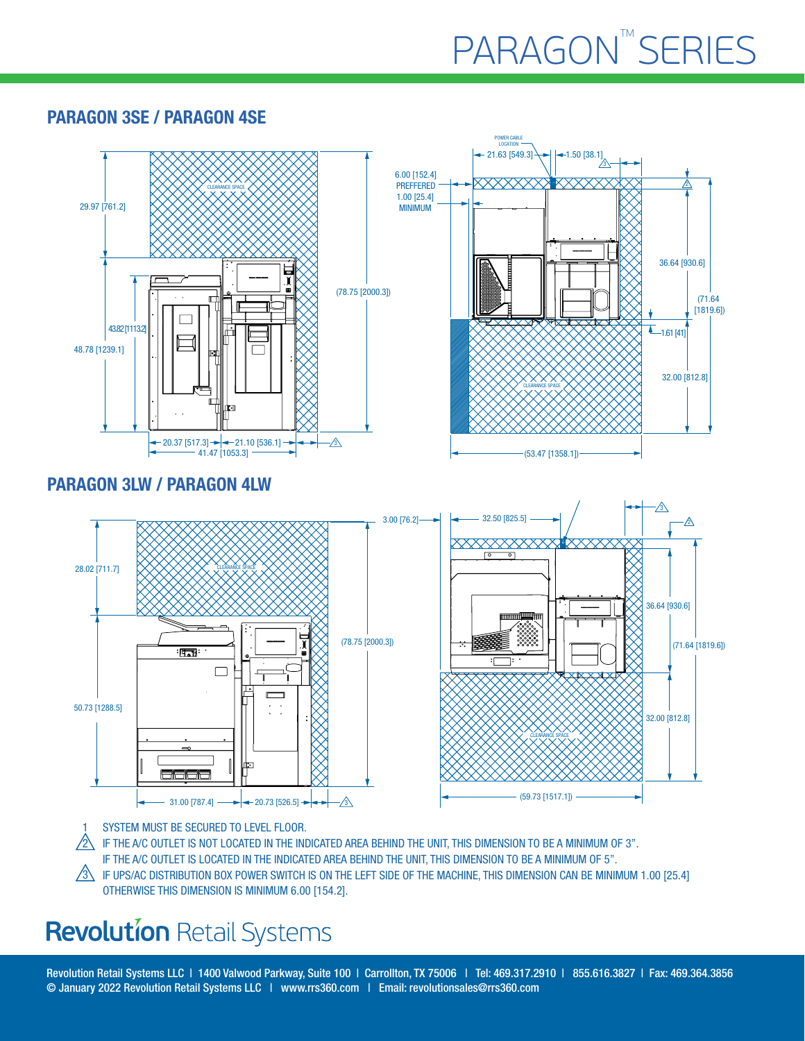# PARAGON™ SERIES

## PARAGON 3SE / PARAGON 4SE

CLEARANCE SPACE

29.97 [761.2]

43.82 [1113.2]

48.78 [1239.1]

(78.75 [2000.3])

20.37 [517.3]

21.10 [536.1]

41.47 [1053.3]

3

POWER CABLE LOCATION

21.63 [549.3]

1.50 [38.1]

6.00 [152.4] PREFFERED

1.00 [25.4] MINIMUM

2

36.64 [930.6]

(71.64 [1819.6])

1.61 [41]

32.00 [812.8]

CLEARANCE SPACE

(53.47 [1358.1])

## PARAGON 3LW / PARAGON 4LW

CLEARANCE SPACE

28.02 [711.7]

50.73 [1288.5]

(78.75 [2000.3])

31.00 [787.4]

20.73 [526.5]

3

3.00 [76.2]

32.50 [825.5]

3

2

36.64 [930.6]

(71.64 [1819.6])

32.00 [812.8]

CLEARANCE SPACE

(59.73 [1517.1])

1. SYSTEM MUST BE SECURED TO LEVEL FLOOR.
2. IF THE A/C OUTLET IS NOT LOCATED IN THE INDICATED AREA BEHIND THE UNIT, THIS DIMENSION TO BE A MINIMUM OF 3".
   IF THE A/C OUTLET IS LOCATED IN THE INDICATED AREA BEHIND THE UNIT, THIS DIMENSION TO BE A MINIMUM OF 5".
3. IF UPS/AC DISTRIBUTION BOX POWER SWITCH IS ON THE LEFT SIDE OF THE MACHINE, THIS DIMENSION CAN BE MINIMUM 1.00 [25.4] OTHERWISE THIS DIMENSION IS MINIMUM 6.00 [154.2].

**Revolution** Retail Systems

Revolution Retail Systems LLC | 1400 Valwood Parkway, Suite 100 | Carrollton, TX 75006 | Tel: 469.317.2910 | 855.616.3827 | Fax: 469.364.3856
© January 2022 Revolution Retail Systems LLC | www.rrs360.com | Email: revolutionsales@rrs360.com